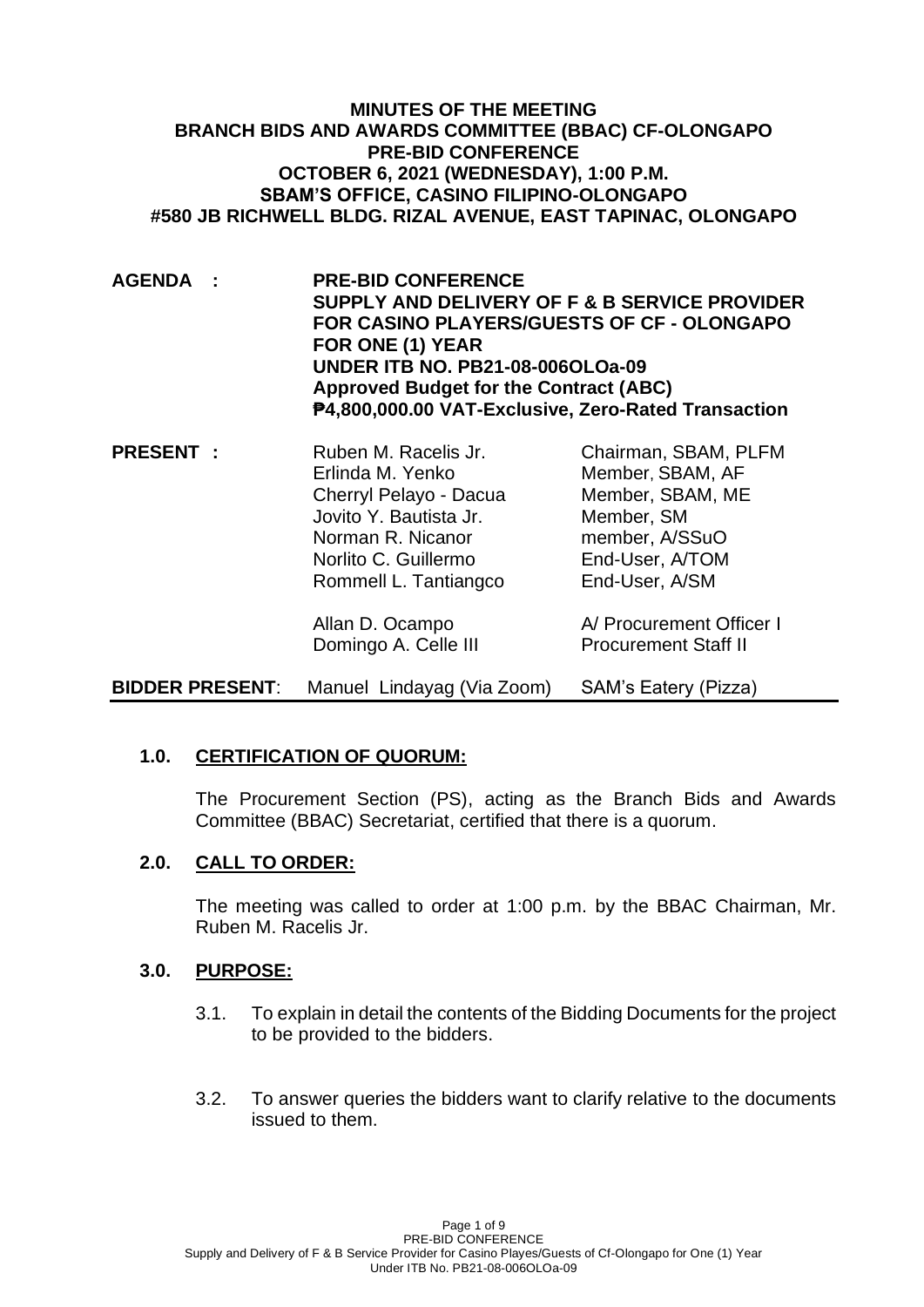**MINUTES OF THE MEETING**
**BRANCH BIDS AND AWARDS COMMITTEE (BBAC) CF-OLONGAPO**
**PRE-BID CONFERENCE**
**OCTOBER 6, 2021 (WEDNESDAY), 1:00 P.M.**
**SBAM'S OFFICE, CASINO FILIPINO-OLONGAPO**
**#580 JB RICHWELL BLDG. RIZAL AVENUE, EAST TAPINAC, OLONGAPO**

| | | |
|---|---|---|
| **AGENDA :** | **PRE-BID CONFERENCE**<br>**SUPPLY AND DELIVERY OF F & B SERVICE PROVIDER FOR CASINO PLAYERS/GUESTS OF CF - OLONGAPO FOR ONE (1) YEAR**<br>**UNDER ITB NO. PB21-08-006OLOa-09**<br>**Approved Budget for the Contract (ABC)**<br>**₱4,800,000.00 VAT-Exclusive, Zero-Rated Transaction** | |
| **PRESENT :** | Ruben M. Racelis Jr. | Chairman, SBAM, PLFM |
| | Erlinda M. Yenko | Member, SBAM, AF |
| | Cherryl Pelayo - Dacua | Member, SBAM, ME |
| | Jovito Y. Bautista Jr. | Member, SM |
| | Norman R. Nicanor | member, A/SSuO |
| | Norlito C. Guillermo | End-User, A/TOM |
| | Rommell L. Tantiangco | End-User, A/SM |
| | Allan D. Ocampo | A/ Procurement Officer I |
| | Domingo A. Celle III | Procurement Staff II |
| **BIDDER PRESENT**: | Manuel Lindayag (Via Zoom) | SAM's Eatery (Pizza) |

**1.0. CERTIFICATION OF QUORUM:**

The Procurement Section (PS), acting as the Branch Bids and Awards Committee (BBAC) Secretariat, certified that there is a quorum.

**2.0. CALL TO ORDER:**

The meeting was called to order at 1:00 p.m. by the BBAC Chairman, Mr. Ruben M. Racelis Jr.

**3.0. PURPOSE:**

3.1. To explain in detail the contents of the Bidding Documents for the project to be provided to the bidders.

3.2. To answer queries the bidders want to clarify relative to the documents issued to them.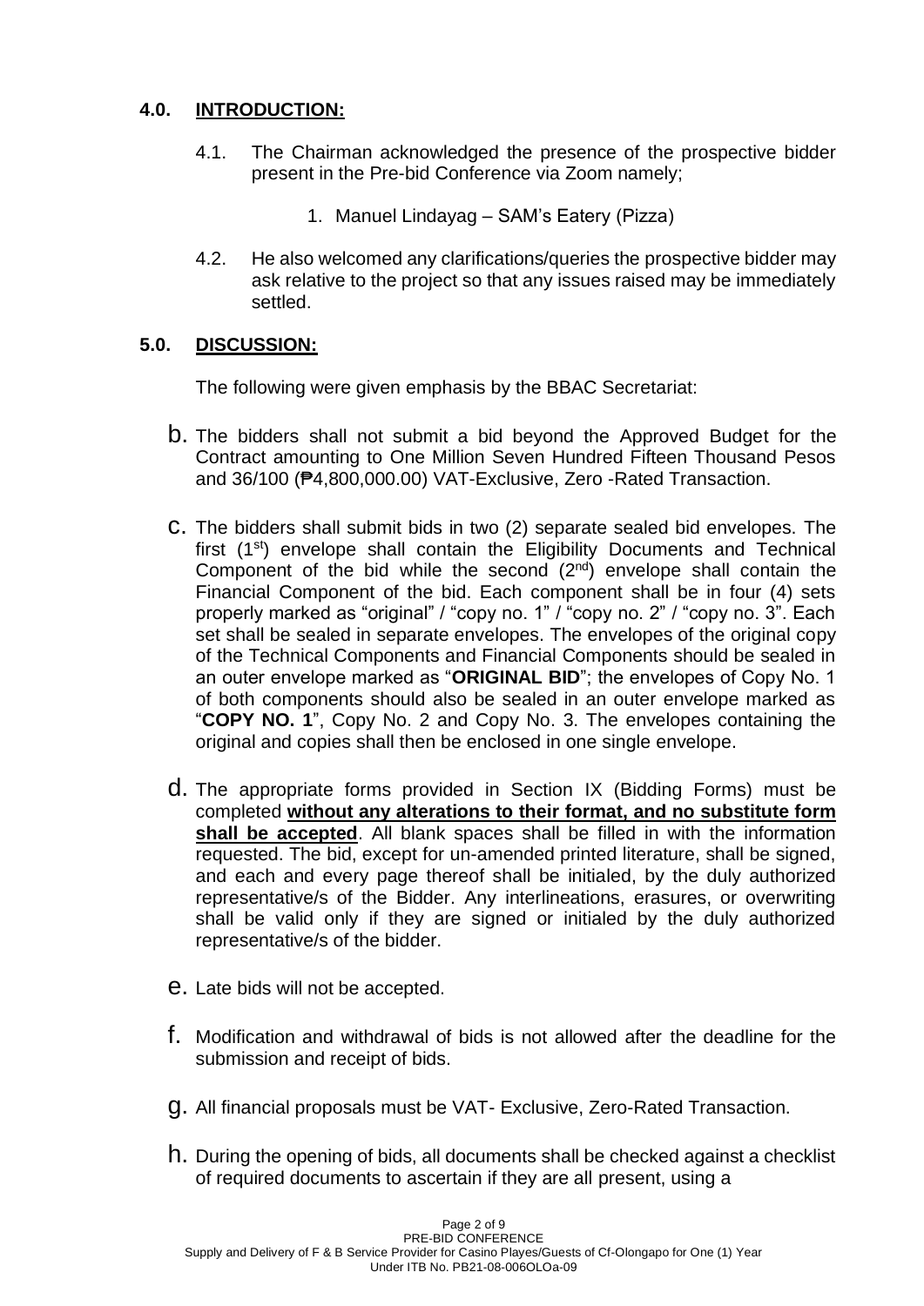## 4.0. INTRODUCTION:

4.1. The Chairman acknowledged the presence of the prospective bidder present in the Pre-bid Conference via Zoom namely;

1. Manuel Lindayag – SAM's Eatery (Pizza)

4.2. He also welcomed any clarifications/queries the prospective bidder may ask relative to the project so that any issues raised may be immediately settled.

## 5.0. DISCUSSION:

The following were given emphasis by the BBAC Secretariat:

b. The bidders shall not submit a bid beyond the Approved Budget for the Contract amounting to One Million Seven Hundred Fifteen Thousand Pesos and 36/100 (₱4,800,000.00) VAT-Exclusive, Zero -Rated Transaction.

c. The bidders shall submit bids in two (2) separate sealed bid envelopes. The first (1st) envelope shall contain the Eligibility Documents and Technical Component of the bid while the second (2nd) envelope shall contain the Financial Component of the bid. Each component shall be in four (4) sets properly marked as "original" / "copy no. 1" / "copy no. 2" / "copy no. 3". Each set shall be sealed in separate envelopes. The envelopes of the original copy of the Technical Components and Financial Components should be sealed in an outer envelope marked as "**ORIGINAL BID**"; the envelopes of Copy No. 1 of both components should also be sealed in an outer envelope marked as "**COPY NO. 1**", Copy No. 2 and Copy No. 3. The envelopes containing the original and copies shall then be enclosed in one single envelope.

d. The appropriate forms provided in Section IX (Bidding Forms) must be completed **without any alterations to their format, and no substitute form shall be accepted**. All blank spaces shall be filled in with the information requested. The bid, except for un-amended printed literature, shall be signed, and each and every page thereof shall be initialed, by the duly authorized representative/s of the Bidder. Any interlineations, erasures, or overwriting shall be valid only if they are signed or initialed by the duly authorized representative/s of the bidder.

e. Late bids will not be accepted.

f. Modification and withdrawal of bids is not allowed after the deadline for the submission and receipt of bids.

g. All financial proposals must be VAT- Exclusive, Zero-Rated Transaction.

h. During the opening of bids, all documents shall be checked against a checklist of required documents to ascertain if they are all present, using a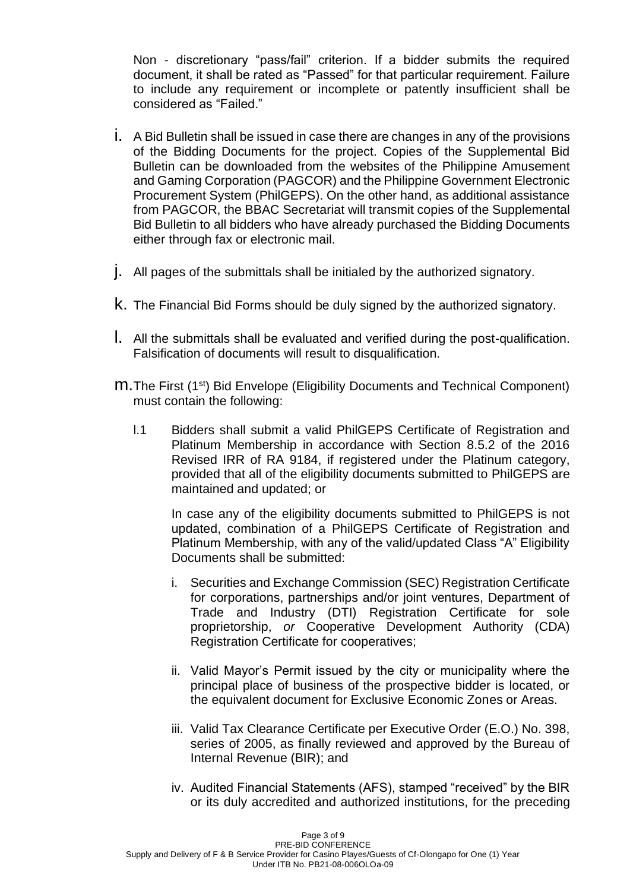Non - discretionary "pass/fail" criterion. If a bidder submits the required document, it shall be rated as "Passed" for that particular requirement. Failure to include any requirement or incomplete or patently insufficient shall be considered as "Failed."

i. A Bid Bulletin shall be issued in case there are changes in any of the provisions of the Bidding Documents for the project. Copies of the Supplemental Bid Bulletin can be downloaded from the websites of the Philippine Amusement and Gaming Corporation (PAGCOR) and the Philippine Government Electronic Procurement System (PhilGEPS). On the other hand, as additional assistance from PAGCOR, the BBAC Secretariat will transmit copies of the Supplemental Bid Bulletin to all bidders who have already purchased the Bidding Documents either through fax or electronic mail.

j. All pages of the submittals shall be initialed by the authorized signatory.

k. The Financial Bid Forms should be duly signed by the authorized signatory.

l. All the submittals shall be evaluated and verified during the post-qualification. Falsification of documents will result to disqualification.

m. The First (1st) Bid Envelope (Eligibility Documents and Technical Component) must contain the following:

   l.1 Bidders shall submit a valid PhilGEPS Certificate of Registration and Platinum Membership in accordance with Section 8.5.2 of the 2016 Revised IRR of RA 9184, if registered under the Platinum category, provided that all of the eligibility documents submitted to PhilGEPS are maintained and updated; or

   In case any of the eligibility documents submitted to PhilGEPS is not updated, combination of a PhilGEPS Certificate of Registration and Platinum Membership, with any of the valid/updated Class "A" Eligibility Documents shall be submitted:

   i. Securities and Exchange Commission (SEC) Registration Certificate for corporations, partnerships and/or joint ventures, Department of Trade and Industry (DTI) Registration Certificate for sole proprietorship, *or* Cooperative Development Authority (CDA) Registration Certificate for cooperatives;

   ii. Valid Mayor's Permit issued by the city or municipality where the principal place of business of the prospective bidder is located, or the equivalent document for Exclusive Economic Zones or Areas.

   iii. Valid Tax Clearance Certificate per Executive Order (E.O.) No. 398, series of 2005, as finally reviewed and approved by the Bureau of Internal Revenue (BIR); and

   iv. Audited Financial Statements (AFS), stamped "received" by the BIR or its duly accredited and authorized institutions, for the preceding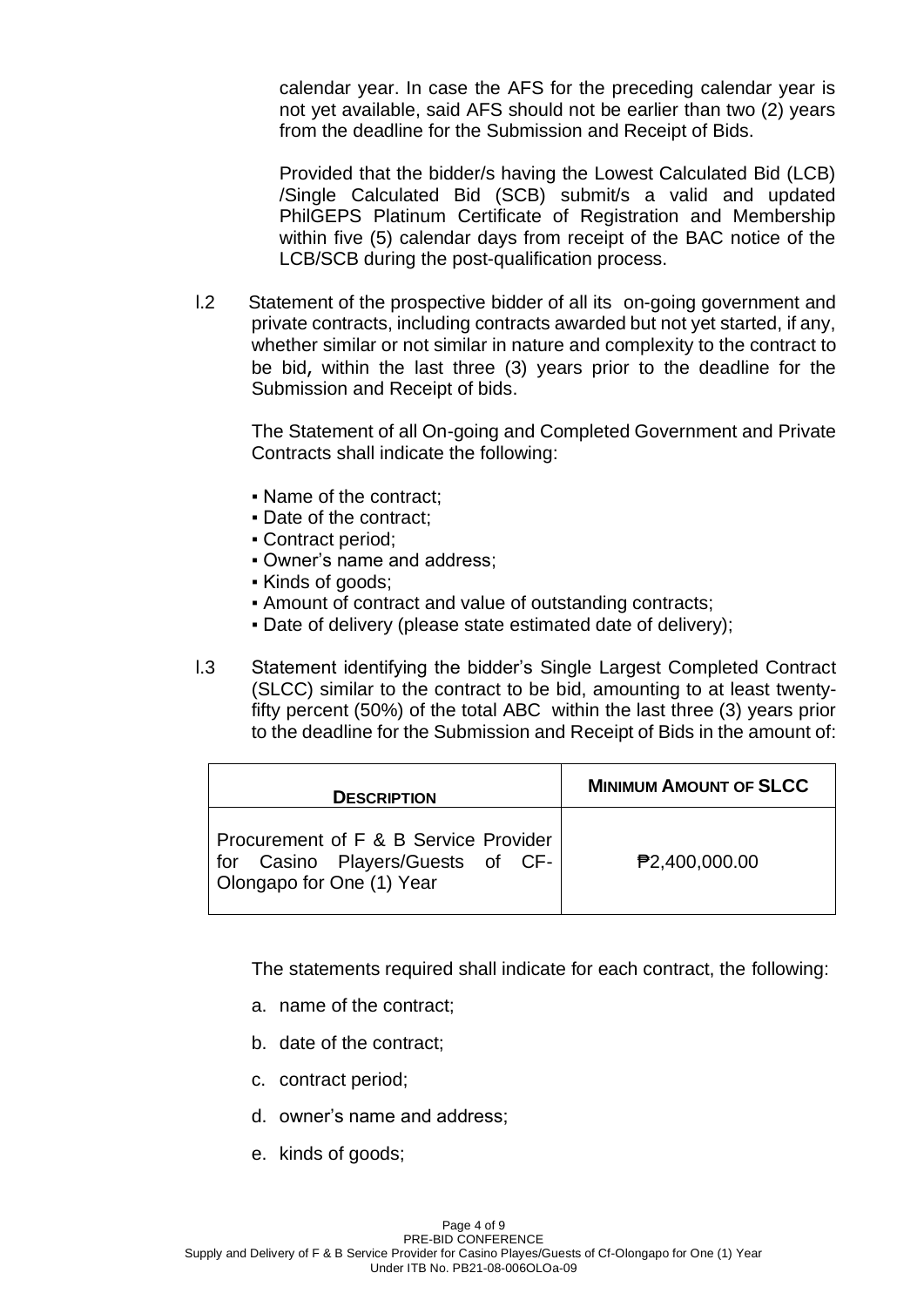calendar year. In case the AFS for the preceding calendar year is not yet available, said AFS should not be earlier than two (2) years from the deadline for the Submission and Receipt of Bids.

Provided that the bidder/s having the Lowest Calculated Bid (LCB) /Single Calculated Bid (SCB) submit/s a valid and updated PhilGEPS Platinum Certificate of Registration and Membership within five (5) calendar days from receipt of the BAC notice of the LCB/SCB during the post-qualification process.

I.2 Statement of the prospective bidder of all its on-going government and private contracts, including contracts awarded but not yet started, if any, whether similar or not similar in nature and complexity to the contract to be bid, within the last three (3) years prior to the deadline for the Submission and Receipt of bids.

The Statement of all On-going and Completed Government and Private Contracts shall indicate the following:

- Name of the contract;
- Date of the contract;
- Contract period;
- Owner's name and address;
- Kinds of goods;
- Amount of contract and value of outstanding contracts;
- Date of delivery (please state estimated date of delivery);

I.3 Statement identifying the bidder's Single Largest Completed Contract (SLCC) similar to the contract to be bid, amounting to at least twenty-fifty percent (50%) of the total ABC within the last three (3) years prior to the deadline for the Submission and Receipt of Bids in the amount of:

| DESCRIPTION | MINIMUM AMOUNT OF SLCC |
|---|---|
| Procurement of F & B Service Provider for Casino Players/Guests of CF-Olongapo for One (1) Year | ₱2,400,000.00 |

The statements required shall indicate for each contract, the following:

a. name of the contract;

b. date of the contract;

c. contract period;

d. owner's name and address;

e. kinds of goods;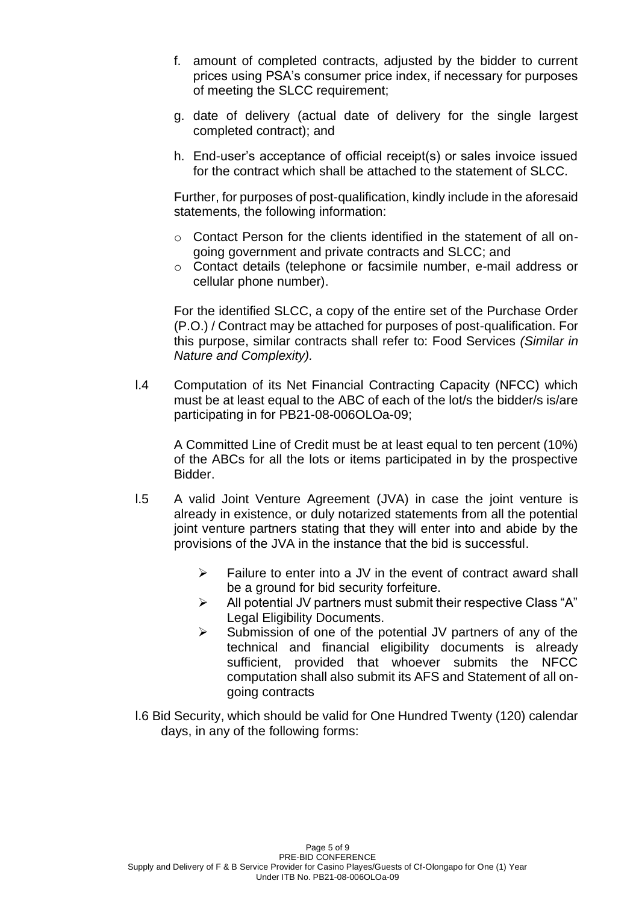f. amount of completed contracts, adjusted by the bidder to current prices using PSA's consumer price index, if necessary for purposes of meeting the SLCC requirement;

g. date of delivery (actual date of delivery for the single largest completed contract); and

h. End-user's acceptance of official receipt(s) or sales invoice issued for the contract which shall be attached to the statement of SLCC.

Further, for purposes of post-qualification, kindly include in the aforesaid statements, the following information:

- Contact Person for the clients identified in the statement of all on-going government and private contracts and SLCC; and
- Contact details (telephone or facsimile number, e-mail address or cellular phone number).

For the identified SLCC, a copy of the entire set of the Purchase Order (P.O.) / Contract may be attached for purposes of post-qualification. For this purpose, similar contracts shall refer to: Food Services *(Similar in Nature and Complexity).*

I.4 Computation of its Net Financial Contracting Capacity (NFCC) which must be at least equal to the ABC of each of the lot/s the bidder/s is/are participating in for PB21-08-006OLOa-09;

A Committed Line of Credit must be at least equal to ten percent (10%) of the ABCs for all the lots or items participated in by the prospective Bidder.

I.5 A valid Joint Venture Agreement (JVA) in case the joint venture is already in existence, or duly notarized statements from all the potential joint venture partners stating that they will enter into and abide by the provisions of the JVA in the instance that the bid is successful.

- Failure to enter into a JV in the event of contract award shall be a ground for bid security forfeiture.
- All potential JV partners must submit their respective Class "A" Legal Eligibility Documents.
- Submission of one of the potential JV partners of any of the technical and financial eligibility documents is already sufficient, provided that whoever submits the NFCC computation shall also submit its AFS and Statement of all on-going contracts

I.6 Bid Security, which should be valid for One Hundred Twenty (120) calendar days, in any of the following forms: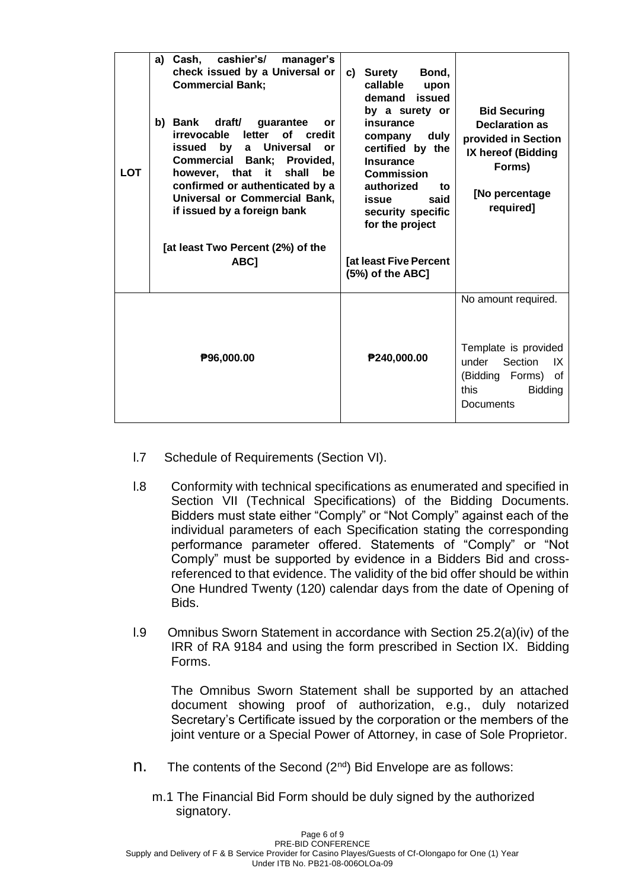| LOT | a) Cash, cashier's/ manager's check issued by a Universal or Commercial Bank;<br><br>b) Bank draft/ guarantee or irrevocable letter of credit issued by a Universal or Commercial Bank; Provided, however, that it shall be confirmed or authenticated by a Universal or Commercial Bank, if issued by a foreign bank<br><br>[at least Two Percent (2%) of the ABC] | c) Surety Bond, callable upon demand issued by a surety or insurance company duly certified by the Insurance Commission authorized to issue said security specific for the project<br><br>[at least Five Percent (5%) of the ABC] | Bid Securing Declaration as provided in Section IX hereof (Bidding Forms)<br><br>[No percentage required] |
|---|---|---|---|
| | ₱96,000.00 | ₱240,000.00 | No amount required.<br><br>Template is provided under Section IX (Bidding Forms) of this Bidding Documents |

l.7 Schedule of Requirements (Section VI).

l.8 Conformity with technical specifications as enumerated and specified in Section VII (Technical Specifications) of the Bidding Documents. Bidders must state either "Comply" or "Not Comply" against each of the individual parameters of each Specification stating the corresponding performance parameter offered. Statements of "Comply" or "Not Comply" must be supported by evidence in a Bidders Bid and cross-referenced to that evidence. The validity of the bid offer should be within One Hundred Twenty (120) calendar days from the date of Opening of Bids.

l.9 Omnibus Sworn Statement in accordance with Section 25.2(a)(iv) of the IRR of RA 9184 and using the form prescribed in Section IX. Bidding Forms.

The Omnibus Sworn Statement shall be supported by an attached document showing proof of authorization, e.g., duly notarized Secretary's Certificate issued by the corporation or the members of the joint venture or a Special Power of Attorney, in case of Sole Proprietor.

n. The contents of the Second (2nd) Bid Envelope are as follows:

m.1 The Financial Bid Form should be duly signed by the authorized signatory.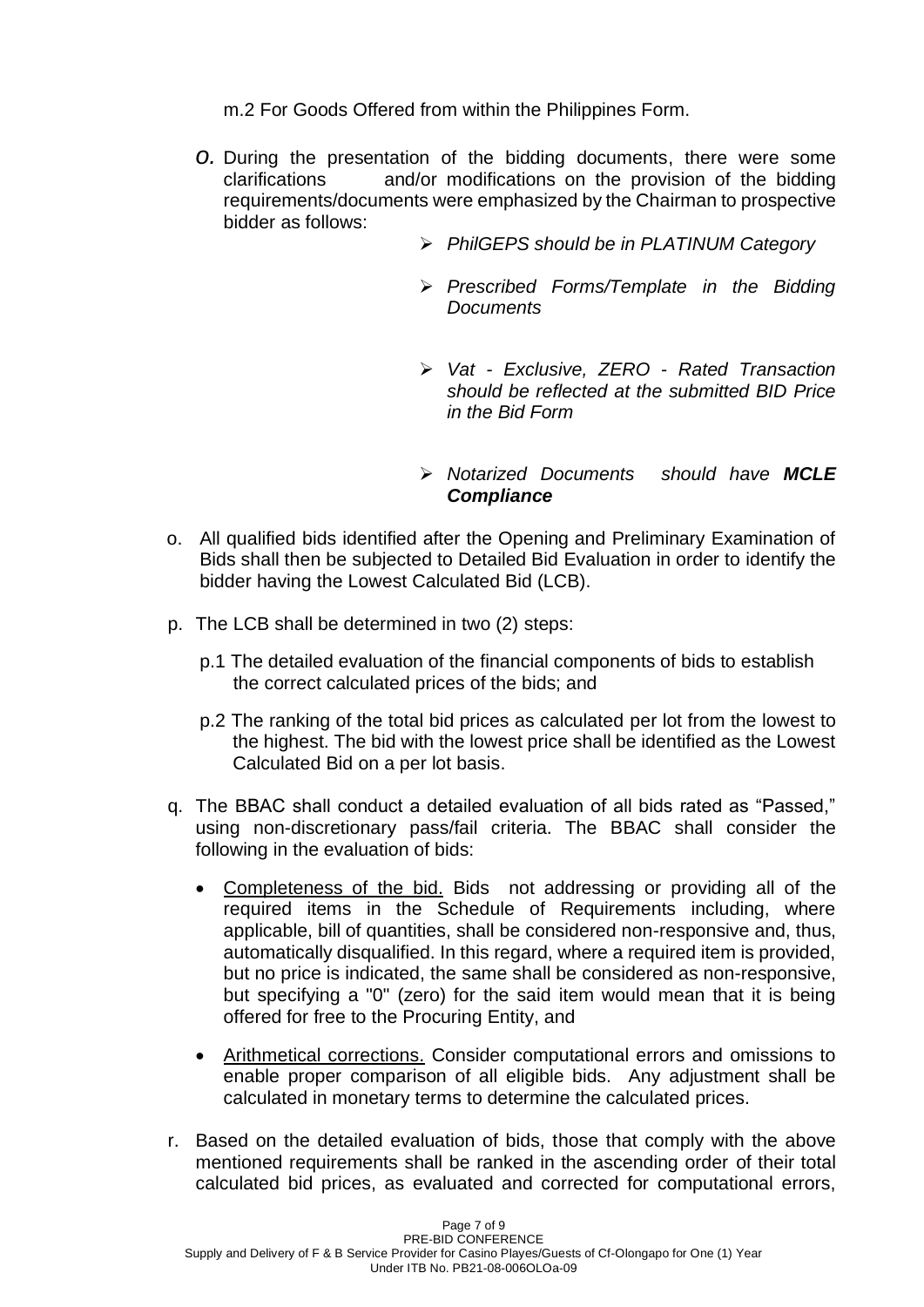m.2 For Goods Offered from within the Philippines Form.

***O.*** During the presentation of the bidding documents, there were some clarifications and/or modifications on the provision of the bidding requirements/documents were emphasized by the Chairman to prospective bidder as follows:

- *PhilGEPS should be in PLATINUM Category*
- *Prescribed Forms/Template in the Bidding Documents*
- *Vat - Exclusive, ZERO - Rated Transaction should be reflected at the submitted BID Price in the Bid Form*
- *Notarized Documents should have **MCLE Compliance***

o. All qualified bids identified after the Opening and Preliminary Examination of Bids shall then be subjected to Detailed Bid Evaluation in order to identify the bidder having the Lowest Calculated Bid (LCB).

p. The LCB shall be determined in two (2) steps:

p.1 The detailed evaluation of the financial components of bids to establish the correct calculated prices of the bids; and

p.2 The ranking of the total bid prices as calculated per lot from the lowest to the highest. The bid with the lowest price shall be identified as the Lowest Calculated Bid on a per lot basis.

q. The BBAC shall conduct a detailed evaluation of all bids rated as "Passed," using non-discretionary pass/fail criteria. The BBAC shall consider the following in the evaluation of bids:

- <u>Completeness of the bid.</u> Bids not addressing or providing all of the required items in the Schedule of Requirements including, where applicable, bill of quantities, shall be considered non-responsive and, thus, automatically disqualified. In this regard, where a required item is provided, but no price is indicated, the same shall be considered as non-responsive, but specifying a "0" (zero) for the said item would mean that it is being offered for free to the Procuring Entity, and
- <u>Arithmetical corrections.</u> Consider computational errors and omissions to enable proper comparison of all eligible bids. Any adjustment shall be calculated in monetary terms to determine the calculated prices.

r. Based on the detailed evaluation of bids, those that comply with the above mentioned requirements shall be ranked in the ascending order of their total calculated bid prices, as evaluated and corrected for computational errors,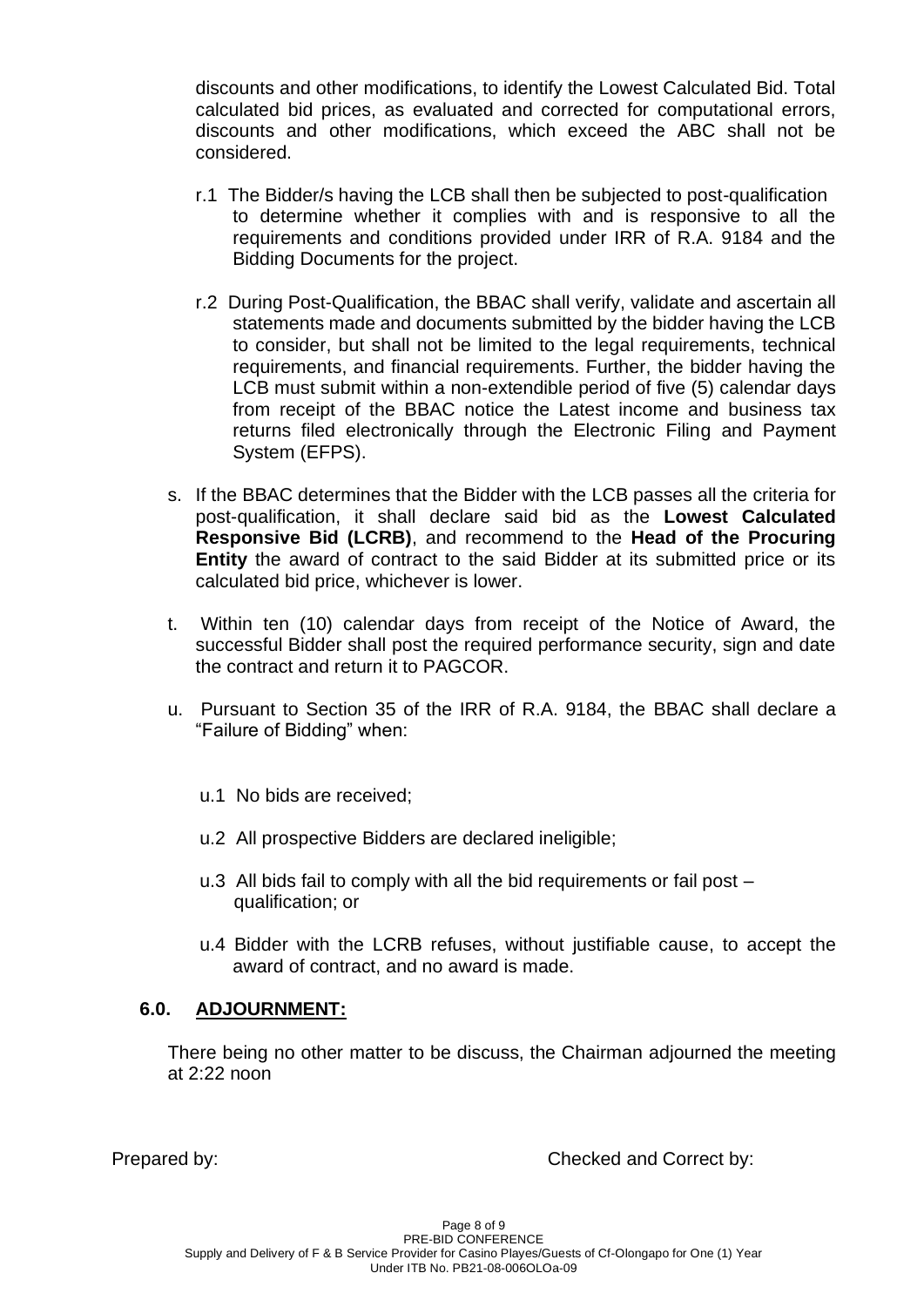discounts and other modifications, to identify the Lowest Calculated Bid. Total calculated bid prices, as evaluated and corrected for computational errors, discounts and other modifications, which exceed the ABC shall not be considered.

r.1 The Bidder/s having the LCB shall then be subjected to post-qualification to determine whether it complies with and is responsive to all the requirements and conditions provided under IRR of R.A. 9184 and the Bidding Documents for the project.

r.2 During Post-Qualification, the BBAC shall verify, validate and ascertain all statements made and documents submitted by the bidder having the LCB to consider, but shall not be limited to the legal requirements, technical requirements, and financial requirements. Further, the bidder having the LCB must submit within a non-extendible period of five (5) calendar days from receipt of the BBAC notice the Latest income and business tax returns filed electronically through the Electronic Filing and Payment System (EFPS).

s. If the BBAC determines that the Bidder with the LCB passes all the criteria for post-qualification, it shall declare said bid as the **Lowest Calculated Responsive Bid (LCRB)**, and recommend to the **Head of the Procuring Entity** the award of contract to the said Bidder at its submitted price or its calculated bid price, whichever is lower.

t. Within ten (10) calendar days from receipt of the Notice of Award, the successful Bidder shall post the required performance security, sign and date the contract and return it to PAGCOR.

u. Pursuant to Section 35 of the IRR of R.A. 9184, the BBAC shall declare a "Failure of Bidding" when:

u.1 No bids are received;

u.2 All prospective Bidders are declared ineligible;

u.3 All bids fail to comply with all the bid requirements or fail post – qualification; or

u.4 Bidder with the LCRB refuses, without justifiable cause, to accept the award of contract, and no award is made.

## 6.0. ADJOURNMENT:

There being no other matter to be discuss, the Chairman adjourned the meeting at 2:22 noon

Prepared by: Checked and Correct by: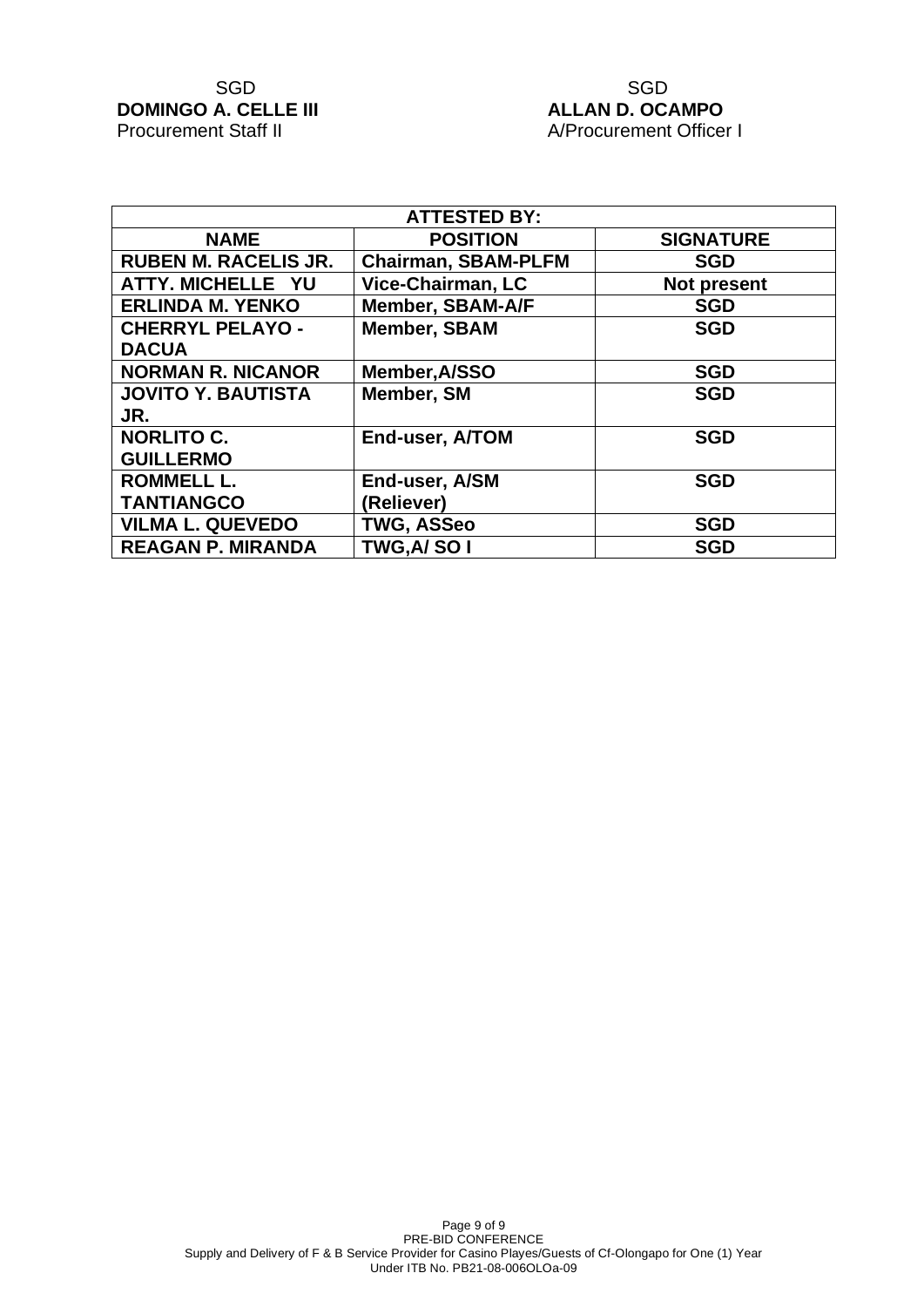SGD
**DOMINGO A. CELLE III**
Procurement Staff II

SGD
**ALLAN D. OCAMPO**
A/Procurement Officer I

| ATTESTED BY: | | |
|---|---|---|
| **NAME** | **POSITION** | **SIGNATURE** |
| **RUBEN M. RACELIS JR.** | **Chairman, SBAM-PLFM** | **SGD** |
| **ATTY. MICHELLE YU** | **Vice-Chairman, LC** | **Not present** |
| **ERLINDA M. YENKO** | **Member, SBAM-A/F** | **SGD** |
| **CHERRYL PELAYO - DACUA** | **Member, SBAM** | **SGD** |
| **NORMAN R. NICANOR** | **Member,A/SSO** | **SGD** |
| **JOVITO Y. BAUTISTA JR.** | **Member, SM** | **SGD** |
| **NORLITO C. GUILLERMO** | **End-user, A/TOM** | **SGD** |
| **ROMMELL L. TANTIANGCO** | **End-user, A/SM (Reliever)** | **SGD** |
| **VILMA L. QUEVEDO** | **TWG, ASSeo** | **SGD** |
| **REAGAN P. MIRANDA** | **TWG,A/ SO I** | **SGD** |